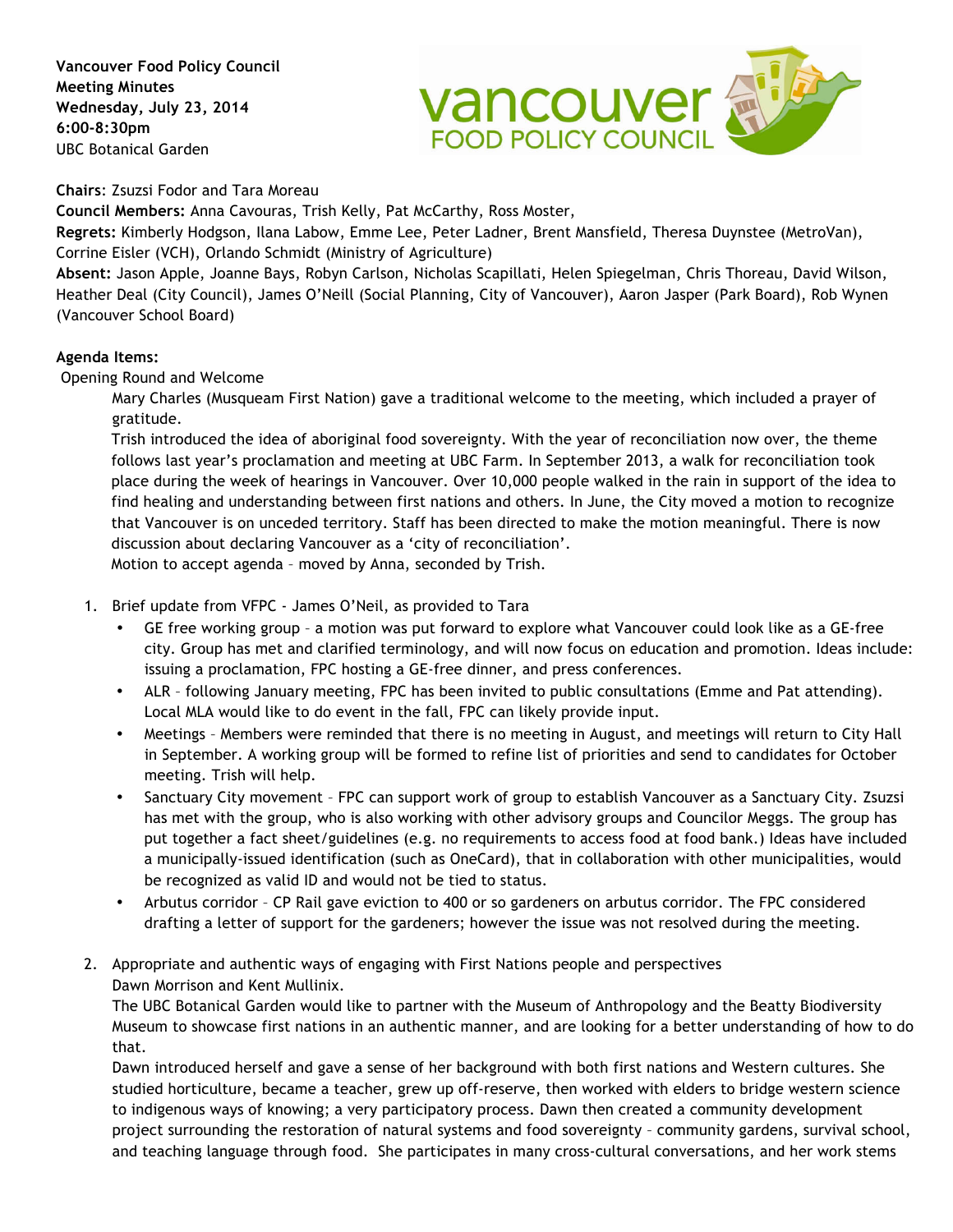**Vancouver Food Policy Council**
**Meeting Minutes**
**Wednesday, July 23, 2014**
**6:00-8:30pm**
UBC Botanical Garden

**Chairs**: Zsuzsi Fodor and Tara Moreau
**Council Members:** Anna Cavouras, Trish Kelly, Pat McCarthy, Ross Moster,
**Regrets:** Kimberly Hodgson, Ilana Labow, Emme Lee, Peter Ladner, Brent Mansfield, Theresa Duynstee (MetroVan), Corrine Eisler (VCH), Orlando Schmidt (Ministry of Agriculture)
**Absent:** Jason Apple, Joanne Bays, Robyn Carlson, Nicholas Scapillati, Helen Spiegelman, Chris Thoreau, David Wilson, Heather Deal (City Council), James O'Neill (Social Planning, City of Vancouver), Aaron Jasper (Park Board), Rob Wynen (Vancouver School Board)

**Agenda Items:**

Opening Round and Welcome

Mary Charles (Musqueam First Nation) gave a traditional welcome to the meeting, which included a prayer of gratitude.

Trish introduced the idea of aboriginal food sovereignty. With the year of reconciliation now over, the theme follows last year's proclamation and meeting at UBC Farm. In September 2013, a walk for reconciliation took place during the week of hearings in Vancouver. Over 10,000 people walked in the rain in support of the idea to find healing and understanding between first nations and others. In June, the City moved a motion to recognize that Vancouver is on unceded territory. Staff has been directed to make the motion meaningful. There is now discussion about declaring Vancouver as a 'city of reconciliation'.

Motion to accept agenda – moved by Anna, seconded by Trish.

1. Brief update from VFPC - James O'Neil, as provided to Tara
   - GE free working group – a motion was put forward to explore what Vancouver could look like as a GE-free city. Group has met and clarified terminology, and will now focus on education and promotion. Ideas include: issuing a proclamation, FPC hosting a GE-free dinner, and press conferences.
   - ALR – following January meeting, FPC has been invited to public consultations (Emme and Pat attending). Local MLA would like to do event in the fall, FPC can likely provide input.
   - Meetings – Members were reminded that there is no meeting in August, and meetings will return to City Hall in September. A working group will be formed to refine list of priorities and send to candidates for October meeting. Trish will help.
   - Sanctuary City movement – FPC can support work of group to establish Vancouver as a Sanctuary City. Zsuzsi has met with the group, who is also working with other advisory groups and Councilor Meggs. The group has put together a fact sheet/guidelines (e.g. no requirements to access food at food bank.) Ideas have included a municipally-issued identification (such as OneCard), that in collaboration with other municipalities, would be recognized as valid ID and would not be tied to status.
   - Arbutus corridor – CP Rail gave eviction to 400 or so gardeners on arbutus corridor. The FPC considered drafting a letter of support for the gardeners; however the issue was not resolved during the meeting.

2. Appropriate and authentic ways of engaging with First Nations people and perspectives
   Dawn Morrison and Kent Mullinix.

   The UBC Botanical Garden would like to partner with the Museum of Anthropology and the Beatty Biodiversity Museum to showcase first nations in an authentic manner, and are looking for a better understanding of how to do that.

   Dawn introduced herself and gave a sense of her background with both first nations and Western cultures. She studied horticulture, became a teacher, grew up off-reserve, then worked with elders to bridge western science to indigenous ways of knowing; a very participatory process. Dawn then created a community development project surrounding the restoration of natural systems and food sovereignty – community gardens, survival school, and teaching language through food. She participates in many cross-cultural conversations, and her work stems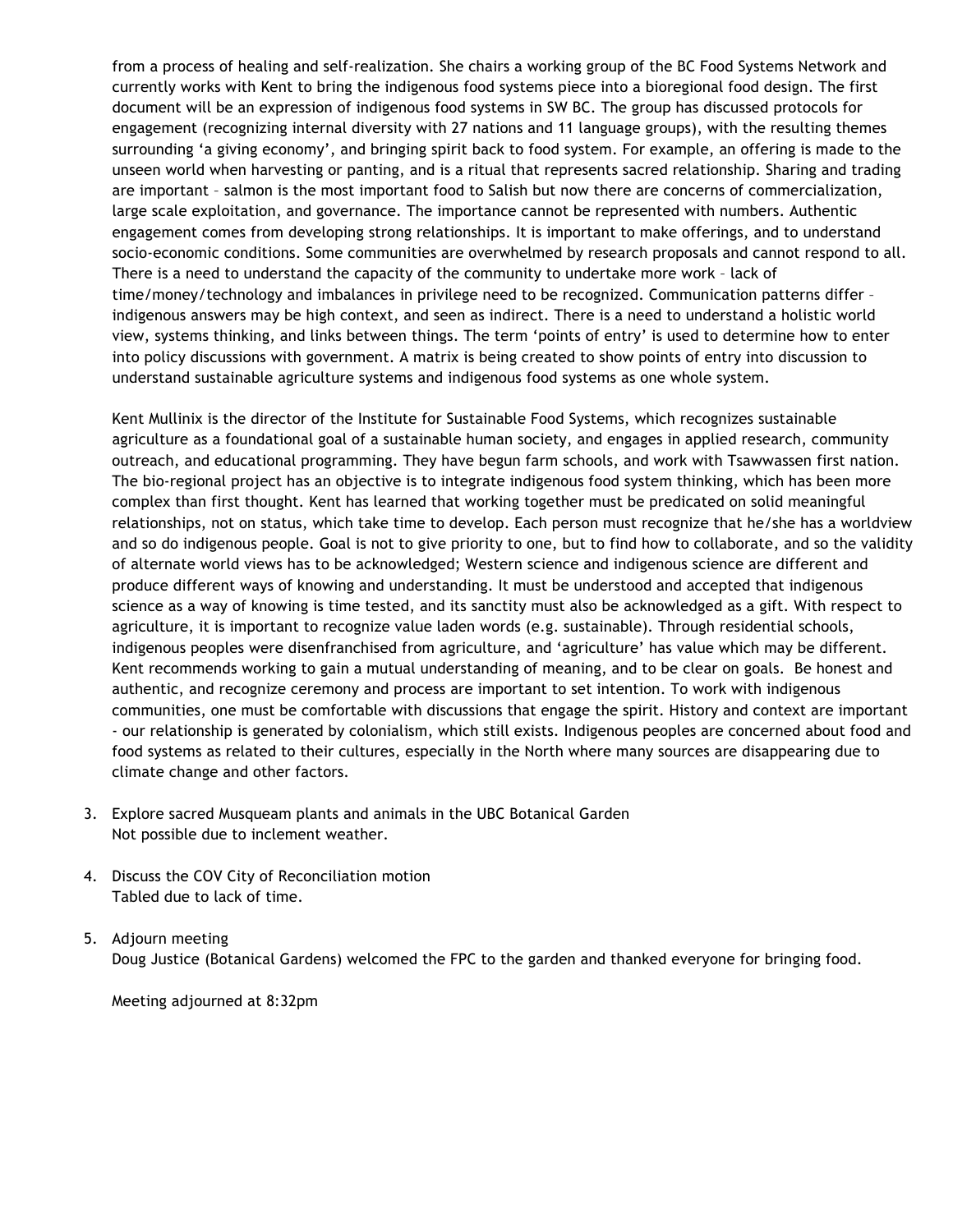from a process of healing and self-realization. She chairs a working group of the BC Food Systems Network and currently works with Kent to bring the indigenous food systems piece into a bioregional food design. The first document will be an expression of indigenous food systems in SW BC. The group has discussed protocols for engagement (recognizing internal diversity with 27 nations and 11 language groups), with the resulting themes surrounding 'a giving economy', and bringing spirit back to food system. For example, an offering is made to the unseen world when harvesting or panting, and is a ritual that represents sacred relationship. Sharing and trading are important – salmon is the most important food to Salish but now there are concerns of commercialization, large scale exploitation, and governance. The importance cannot be represented with numbers. Authentic engagement comes from developing strong relationships. It is important to make offerings, and to understand socio-economic conditions. Some communities are overwhelmed by research proposals and cannot respond to all. There is a need to understand the capacity of the community to undertake more work – lack of time/money/technology and imbalances in privilege need to be recognized. Communication patterns differ – indigenous answers may be high context, and seen as indirect. There is a need to understand a holistic world view, systems thinking, and links between things. The term 'points of entry' is used to determine how to enter into policy discussions with government. A matrix is being created to show points of entry into discussion to understand sustainable agriculture systems and indigenous food systems as one whole system.

Kent Mullinix is the director of the Institute for Sustainable Food Systems, which recognizes sustainable agriculture as a foundational goal of a sustainable human society, and engages in applied research, community outreach, and educational programming. They have begun farm schools, and work with Tsawwassen first nation. The bio-regional project has an objective is to integrate indigenous food system thinking, which has been more complex than first thought. Kent has learned that working together must be predicated on solid meaningful relationships, not on status, which take time to develop. Each person must recognize that he/she has a worldview and so do indigenous people. Goal is not to give priority to one, but to find how to collaborate, and so the validity of alternate world views has to be acknowledged; Western science and indigenous science are different and produce different ways of knowing and understanding. It must be understood and accepted that indigenous science as a way of knowing is time tested, and its sanctity must also be acknowledged as a gift. With respect to agriculture, it is important to recognize value laden words (e.g. sustainable). Through residential schools, indigenous peoples were disenfranchised from agriculture, and 'agriculture' has value which may be different. Kent recommends working to gain a mutual understanding of meaning, and to be clear on goals. Be honest and authentic, and recognize ceremony and process are important to set intention. To work with indigenous communities, one must be comfortable with discussions that engage the spirit. History and context are important - our relationship is generated by colonialism, which still exists. Indigenous peoples are concerned about food and food systems as related to their cultures, especially in the North where many sources are disappearing due to climate change and other factors.

3. Explore sacred Musqueam plants and animals in the UBC Botanical Garden
   Not possible due to inclement weather.

4. Discuss the COV City of Reconciliation motion
   Tabled due to lack of time.

5. Adjourn meeting
   Doug Justice (Botanical Gardens) welcomed the FPC to the garden and thanked everyone for bringing food.

   Meeting adjourned at 8:32pm